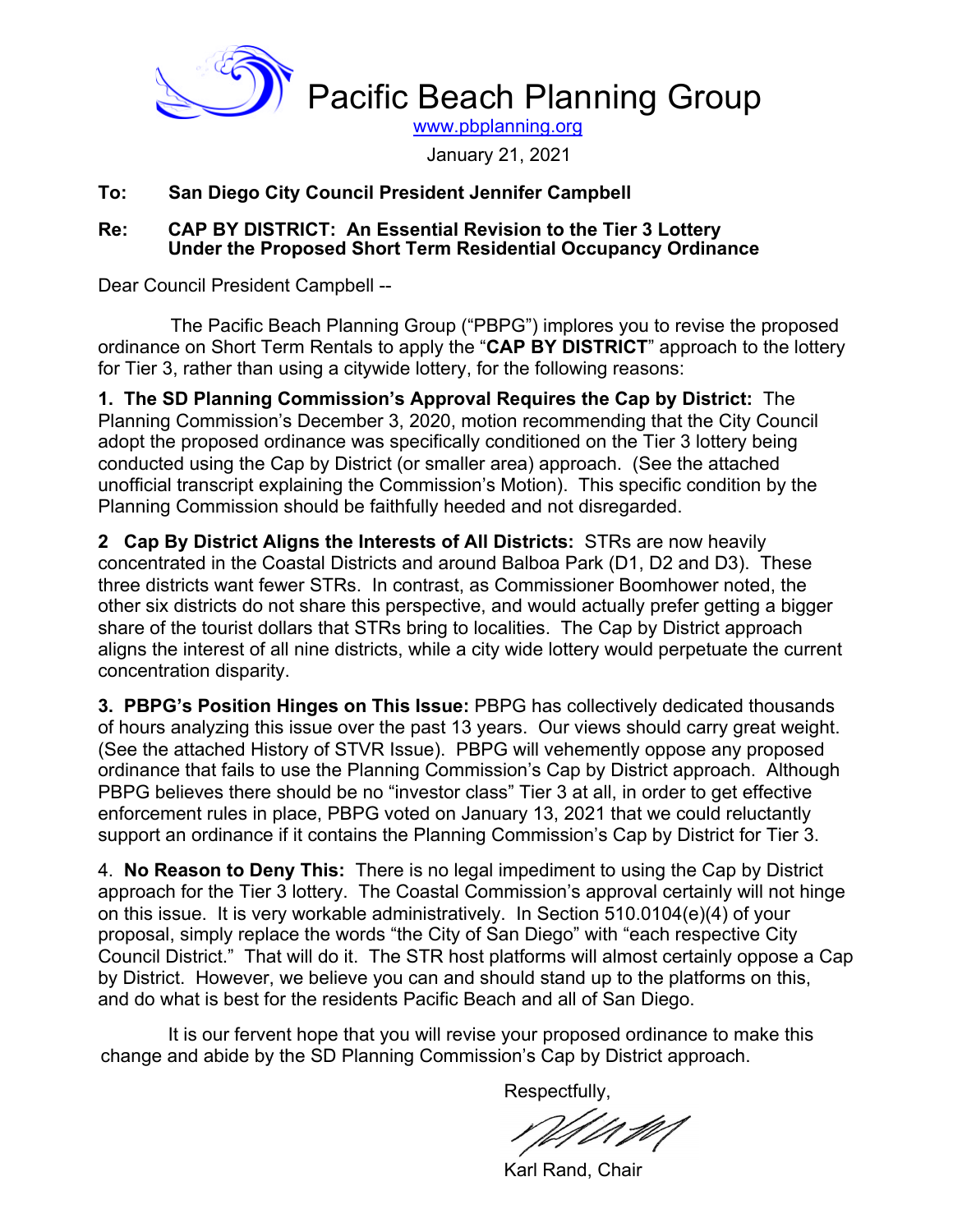# Pacific Beach Planning Group

www.pbplanning.org

January 21, 2021

**To: San Diego City Council President Jennifer Campbell**

**Re: CAP BY DISTRICT: An Essential Revision to the Tier 3 Lottery Under the Proposed Short Term Residential Occupancy Ordinance**

Dear Council President Campbell --

The Pacific Beach Planning Group ("PBPG") implores you to revise the proposed ordinance on Short Term Rentals to apply the "**CAP BY DISTRICT**" approach to the lottery for Tier 3, rather than using a citywide lottery, for the following reasons:

**1. The SD Planning Commission's Approval Requires the Cap by District:** The Planning Commission's December 3, 2020, motion recommending that the City Council adopt the proposed ordinance was specifically conditioned on the Tier 3 lottery being conducted using the Cap by District (or smaller area) approach. (See the attached unofficial transcript explaining the Commission's Motion). This specific condition by the Planning Commission should be faithfully heeded and not disregarded.

**2 Cap By District Aligns the Interests of All Districts:** STRs are now heavily concentrated in the Coastal Districts and around Balboa Park (D1, D2 and D3). These three districts want fewer STRs. In contrast, as Commissioner Boomhower noted, the other six districts do not share this perspective, and would actually prefer getting a bigger share of the tourist dollars that STRs bring to localities. The Cap by District approach aligns the interest of all nine districts, while a city wide lottery would perpetuate the current concentration disparity.

**3. PBPG's Position Hinges on This Issue:** PBPG has collectively dedicated thousands of hours analyzing this issue over the past 13 years. Our views should carry great weight. (See the attached History of STVR Issue). PBPG will vehemently oppose any proposed ordinance that fails to use the Planning Commission's Cap by District approach. Although PBPG believes there should be no "investor class" Tier 3 at all, in order to get effective enforcement rules in place, PBPG voted on January 13, 2021 that we could reluctantly support an ordinance if it contains the Planning Commission's Cap by District for Tier 3.

4. **No Reason to Deny This:** There is no legal impediment to using the Cap by District approach for the Tier 3 lottery. The Coastal Commission's approval certainly will not hinge on this issue. It is very workable administratively. In Section 510.0104(e)(4) of your proposal, simply replace the words "the City of San Diego" with "each respective City Council District." That will do it. The STR host platforms will almost certainly oppose a Cap by District. However, we believe you can and should stand up to the platforms on this, and do what is best for the residents Pacific Beach and all of San Diego.

It is our fervent hope that you will revise your proposed ordinance to make this change and abide by the SD Planning Commission's Cap by District approach.

Respectfully,

Karl Rand, Chair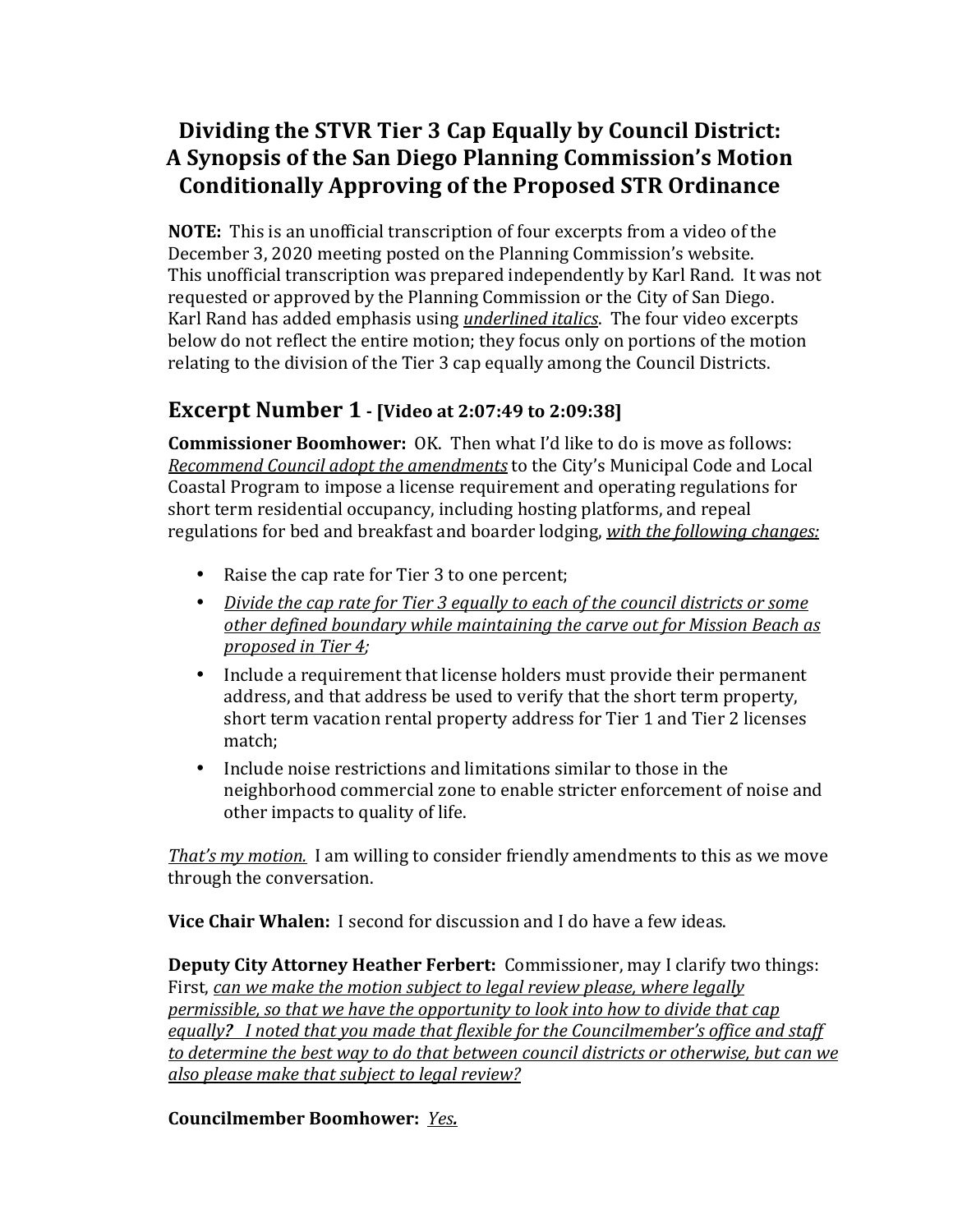# Dividing the STVR Tier 3 Cap Equally by Council District: A Synopsis of the San Diego Planning Commission's Motion Conditionally Approving of the Proposed STR Ordinance

**NOTE:** This is an unofficial transcription of four excerpts from a video of the December 3, 2020 meeting posted on the Planning Commission's website. This unofficial transcription was prepared independently by Karl Rand. It was not requested or approved by the Planning Commission or the City of San Diego. Karl Rand has added emphasis using <u>*underlined italics*</u>. The four video excerpts below do not reflect the entire motion; they focus only on portions of the motion relating to the division of the Tier 3 cap equally among the Council Districts.

## Excerpt Number 1 - [Video at 2:07:49 to 2:09:38]

**Commissioner Boomhower:** OK. Then what I'd like to do is move as follows: <u>*Recommend Council adopt the amendments*</u> to the City's Municipal Code and Local Coastal Program to impose a license requirement and operating regulations for short term residential occupancy, including hosting platforms, and repeal regulations for bed and breakfast and boarder lodging, <u>*with the following changes:*</u>

- Raise the cap rate for Tier 3 to one percent;
- <u>*Divide the cap rate for Tier 3 equally to each of the council districts or some other defined boundary while maintaining the carve out for Mission Beach as proposed in Tier 4;*</u>
- Include a requirement that license holders must provide their permanent address, and that address be used to verify that the short term property, short term vacation rental property address for Tier 1 and Tier 2 licenses match;
- Include noise restrictions and limitations similar to those in the neighborhood commercial zone to enable stricter enforcement of noise and other impacts to quality of life.

<u>*That's my motion.*</u> I am willing to consider friendly amendments to this as we move through the conversation.

**Vice Chair Whalen:** I second for discussion and I do have a few ideas.

**Deputy City Attorney Heather Ferbert:** Commissioner, may I clarify two things: First, <u>*can we make the motion subject to legal review please, where legally permissible, so that we have the opportunity to look into how to divide that cap equally? I noted that you made that flexible for the Councilmember's office and staff to determine the best way to do that between council districts or otherwise, but can we also please make that subject to legal review?*</u>

**Councilmember Boomhower:** <u>*Yes.*</u>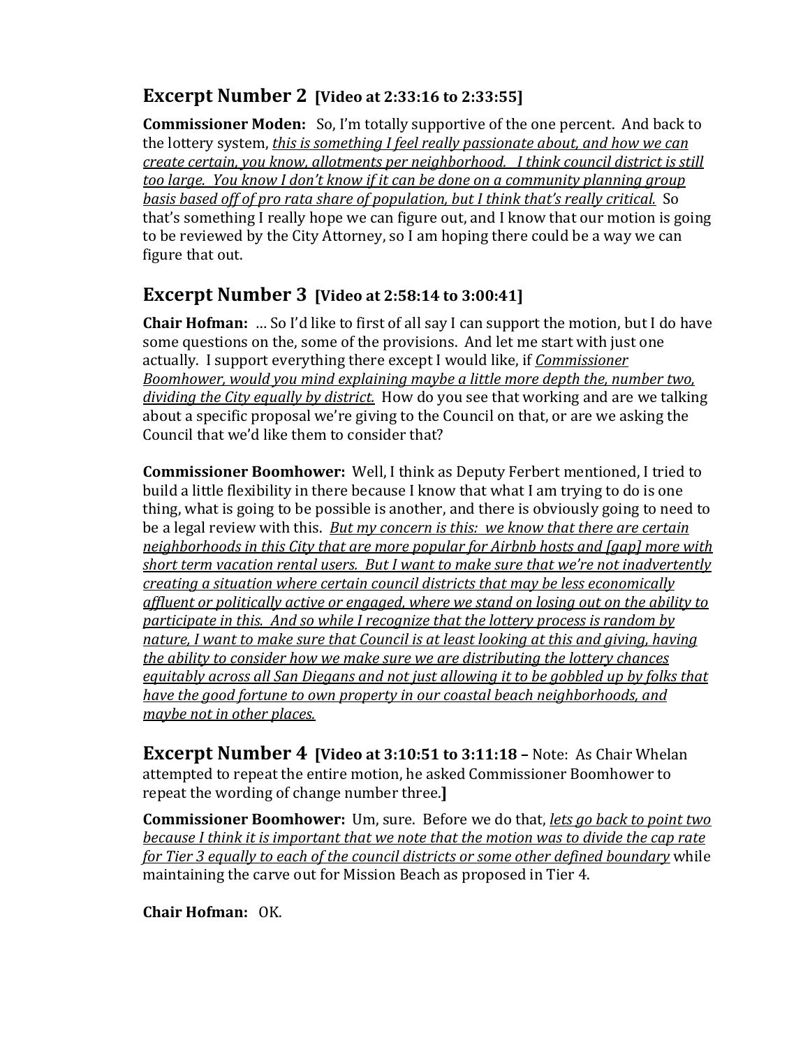## Excerpt Number 2 **[Video at 2:33:16 to 2:33:55]**

**Commissioner Moden:** So, I'm totally supportive of the one percent. And back to the lottery system, <u>*this is something I feel really passionate about, and how we can create certain, you know, allotments per neighborhood. I think council district is still too large. You know I don't know if it can be done on a community planning group basis based off of pro rata share of population, but I think that's really critical.*</u> So that's something I really hope we can figure out, and I know that our motion is going to be reviewed by the City Attorney, so I am hoping there could be a way we can figure that out.

## Excerpt Number 3 **[Video at 2:58:14 to 3:00:41]**

**Chair Hofman:** ... So I'd like to first of all say I can support the motion, but I do have some questions on the, some of the provisions. And let me start with just one actually. I support everything there except I would like, if <u>*Commissioner Boomhower, would you mind explaining maybe a little more depth the, number two, dividing the City equally by district.*</u> How do you see that working and are we talking about a specific proposal we're giving to the Council on that, or are we asking the Council that we'd like them to consider that?

**Commissioner Boomhower:** Well, I think as Deputy Ferbert mentioned, I tried to build a little flexibility in there because I know that what I am trying to do is one thing, what is going to be possible is another, and there is obviously going to need to be a legal review with this. <u>*But my concern is this: we know that there are certain neighborhoods in this City that are more popular for Airbnb hosts and [gap] more with short term vacation rental users. But I want to make sure that we're not inadvertently creating a situation where certain council districts that may be less economically affluent or politically active or engaged, where we stand on losing out on the ability to participate in this. And so while I recognize that the lottery process is random by nature, I want to make sure that Council is at least looking at this and giving, having the ability to consider how we make sure we are distributing the lottery chances equitably across all San Diegans and not just allowing it to be gobbled up by folks that have the good fortune to own property in our coastal beach neighborhoods, and maybe not in other places.*</u>

## Excerpt Number 4 **[Video at 3:10:51 to 3:11:18 –** Note: As Chair Whelan attempted to repeat the entire motion, he asked Commissioner Boomhower to repeat the wording of change number three.**]**

**Commissioner Boomhower:** Um, sure. Before we do that, <u>*lets go back to point two because I think it is important that we note that the motion was to divide the cap rate for Tier 3 equally to each of the council districts or some other defined boundary*</u> while maintaining the carve out for Mission Beach as proposed in Tier 4.

**Chair Hofman:** OK.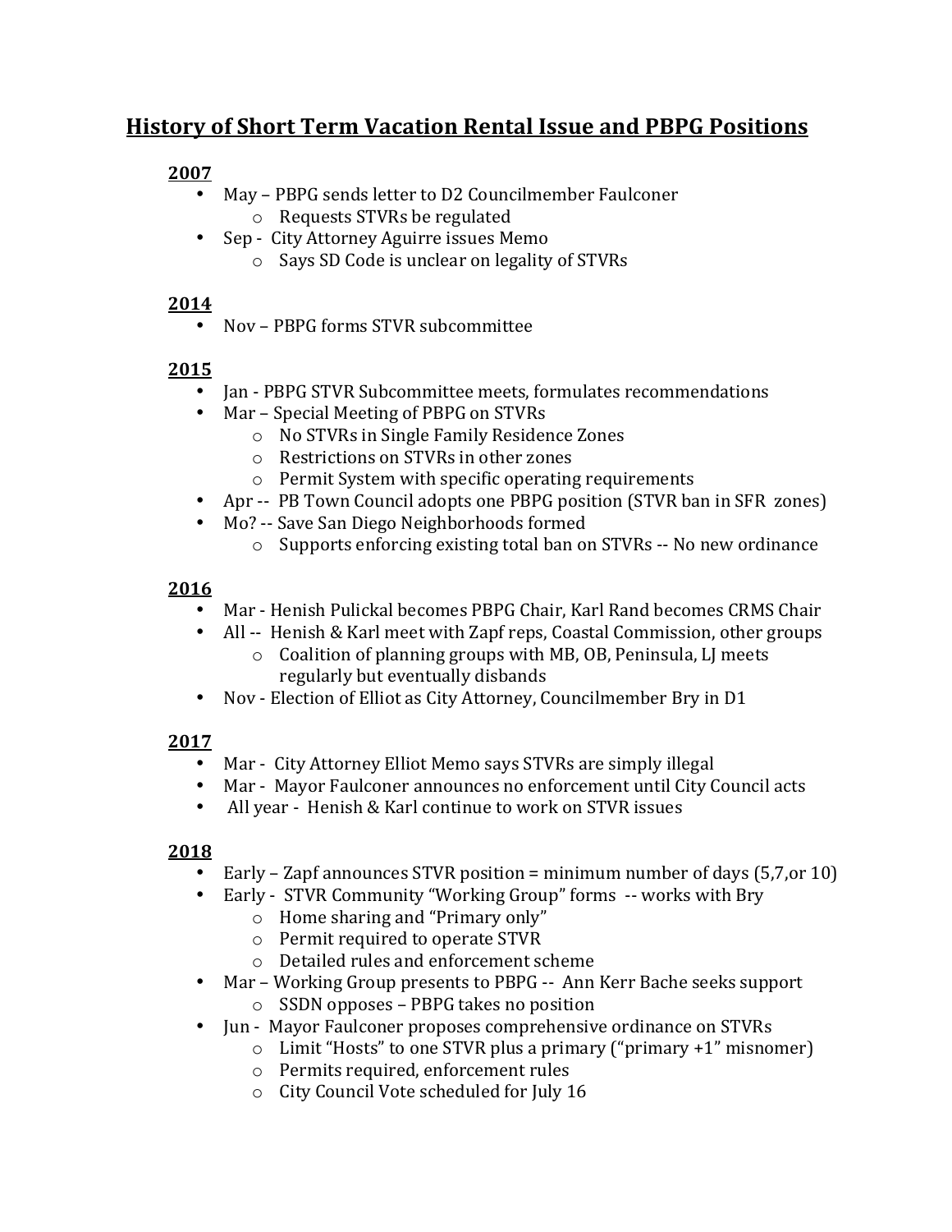# History of Short Term Vacation Rental Issue and PBPG Positions

**2007**

- May – PBPG sends letter to D2 Councilmember Faulconer
  - Requests STVRs be regulated
- Sep - City Attorney Aguirre issues Memo
  - Says SD Code is unclear on legality of STVRs

**2014**

- Nov – PBPG forms STVR subcommittee

**2015**

- Jan - PBPG STVR Subcommittee meets, formulates recommendations
- Mar – Special Meeting of PBPG on STVRs
  - No STVRs in Single Family Residence Zones
  - Restrictions on STVRs in other zones
  - Permit System with specific operating requirements
- Apr -- PB Town Council adopts one PBPG position (STVR ban in SFR zones)
- Mo? -- Save San Diego Neighborhoods formed
  - Supports enforcing existing total ban on STVRs -- No new ordinance

**2016**

- Mar - Henish Pulickal becomes PBPG Chair, Karl Rand becomes CRMS Chair
- All -- Henish & Karl meet with Zapf reps, Coastal Commission, other groups
  - Coalition of planning groups with MB, OB, Peninsula, LJ meets regularly but eventually disbands
- Nov - Election of Elliot as City Attorney, Councilmember Bry in D1

**2017**

- Mar - City Attorney Elliot Memo says STVRs are simply illegal
- Mar - Mayor Faulconer announces no enforcement until City Council acts
- All year - Henish & Karl continue to work on STVR issues

**2018**

- Early – Zapf announces STVR position = minimum number of days (5,7,or 10)
- Early - STVR Community "Working Group" forms -- works with Bry
  - Home sharing and "Primary only"
  - Permit required to operate STVR
  - Detailed rules and enforcement scheme
- Mar – Working Group presents to PBPG -- Ann Kerr Bache seeks support
  - SSDN opposes – PBPG takes no position
- Jun - Mayor Faulconer proposes comprehensive ordinance on STVRs
  - Limit "Hosts" to one STVR plus a primary ("primary +1" misnomer)
  - Permits required, enforcement rules
  - City Council Vote scheduled for July 16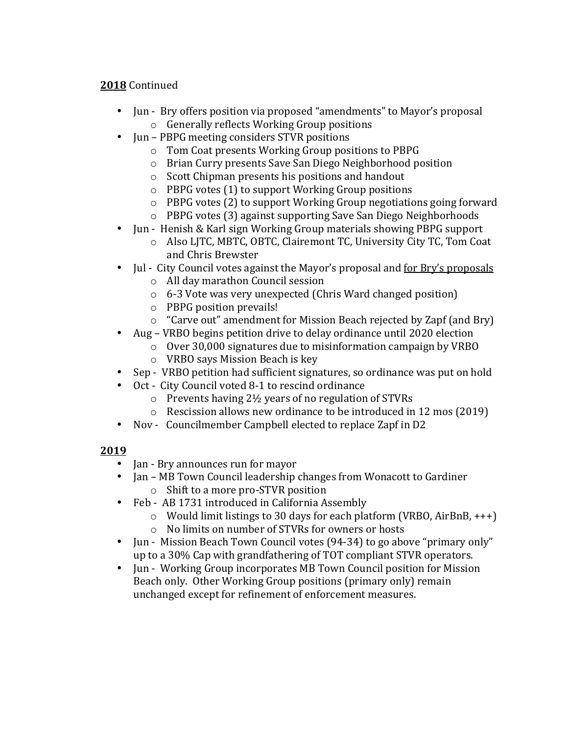**<u>2018</u>** Continued

- Jun - Bry offers position via proposed "amendments" to Mayor's proposal
  - Generally reflects Working Group positions
- Jun – PBPG meeting considers STVR positions
  - Tom Coat presents Working Group positions to PBPG
  - Brian Curry presents Save San Diego Neighborhood position
  - Scott Chipman presents his positions and handout
  - PBPG votes (1) to support Working Group positions
  - PBPG votes (2) to support Working Group negotiations going forward
  - PBPG votes (3) against supporting Save San Diego Neighborhoods
- Jun - Henish & Karl sign Working Group materials showing PBPG support
  - Also LJTC, MBTC, OBTC, Clairemont TC, University City TC, Tom Coat and Chris Brewster
- Jul - City Council votes against the Mayor's proposal and <u>for Bry's proposals</u>
  - All day marathon Council session
  - 6-3 Vote was very unexpected (Chris Ward changed position)
  - PBPG position prevails!
  - "Carve out" amendment for Mission Beach rejected by Zapf (and Bry)
- Aug – VRBO begins petition drive to delay ordinance until 2020 election
  - Over 30,000 signatures due to misinformation campaign by VRBO
  - VRBO says Mission Beach is key
- Sep - VRBO petition had sufficient signatures, so ordinance was put on hold
- Oct - City Council voted 8-1 to rescind ordinance
  - Prevents having 2½ years of no regulation of STVRs
  - Rescission allows new ordinance to be introduced in 12 mos (2019)
- Nov - Councilmember Campbell elected to replace Zapf in D2

**<u>2019</u>**

- Jan - Bry announces run for mayor
- Jan – MB Town Council leadership changes from Wonacott to Gardiner
  - Shift to a more pro-STVR position
- Feb - AB 1731 introduced in California Assembly
  - Would limit listings to 30 days for each platform (VRBO, AirBnB, +++)
  - No limits on number of STVRs for owners or hosts
- Jun - Mission Beach Town Council votes (94-34) to go above "primary only" up to a 30% Cap with grandfathering of TOT compliant STVR operators.
- Jun - Working Group incorporates MB Town Council position for Mission Beach only. Other Working Group positions (primary only) remain unchanged except for refinement of enforcement measures.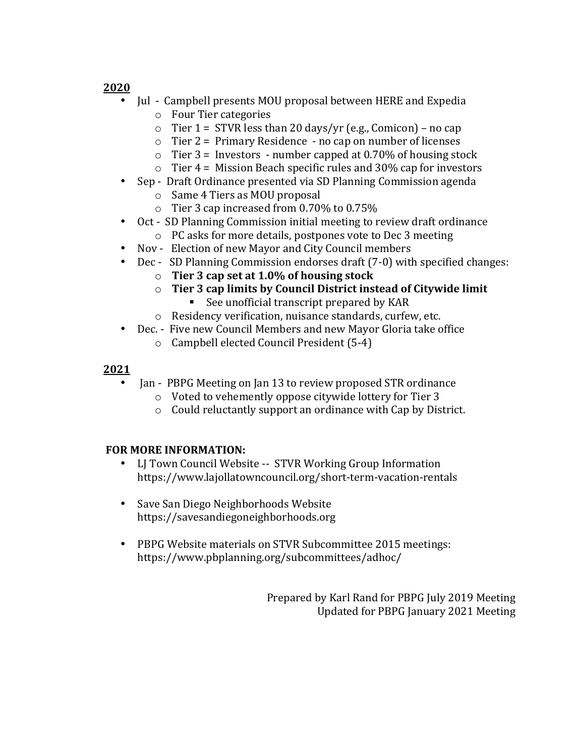**2020**

- Jul - Campbell presents MOU proposal between HERE and Expedia
  - Four Tier categories
  - Tier 1 = STVR less than 20 days/yr (e.g., Comicon) – no cap
  - Tier 2 = Primary Residence - no cap on number of licenses
  - Tier 3 = Investors - number capped at 0.70% of housing stock
  - Tier 4 = Mission Beach specific rules and 30% cap for investors
- Sep - Draft Ordinance presented via SD Planning Commission agenda
  - Same 4 Tiers as MOU proposal
  - Tier 3 cap increased from 0.70% to 0.75%
- Oct - SD Planning Commission initial meeting to review draft ordinance
  - PC asks for more details, postpones vote to Dec 3 meeting
- Nov - Election of new Mayor and City Council members
- Dec - SD Planning Commission endorses draft (7-0) with specified changes:
  - **Tier 3 cap set at 1.0% of housing stock**
  - **Tier 3 cap limits by Council District instead of Citywide limit**
    - See unofficial transcript prepared by KAR
  - Residency verification, nuisance standards, curfew, etc.
- Dec. - Five new Council Members and new Mayor Gloria take office
  - Campbell elected Council President (5-4)

**2021**

- Jan - PBPG Meeting on Jan 13 to review proposed STR ordinance
  - Voted to vehemently oppose citywide lottery for Tier 3
  - Could reluctantly support an ordinance with Cap by District.

**FOR MORE INFORMATION:**

- LJ Town Council Website -- STVR Working Group Information
  https://www.lajollatowncouncil.org/short-term-vacation-rentals
- Save San Diego Neighborhoods Website
  https://savesandiegoneighborhoods.org
- PBPG Website materials on STVR Subcommittee 2015 meetings:
  https://www.pbplanning.org/subcommittees/adhoc/

Prepared by Karl Rand for PBPG July 2019 Meeting
Updated for PBPG January 2021 Meeting